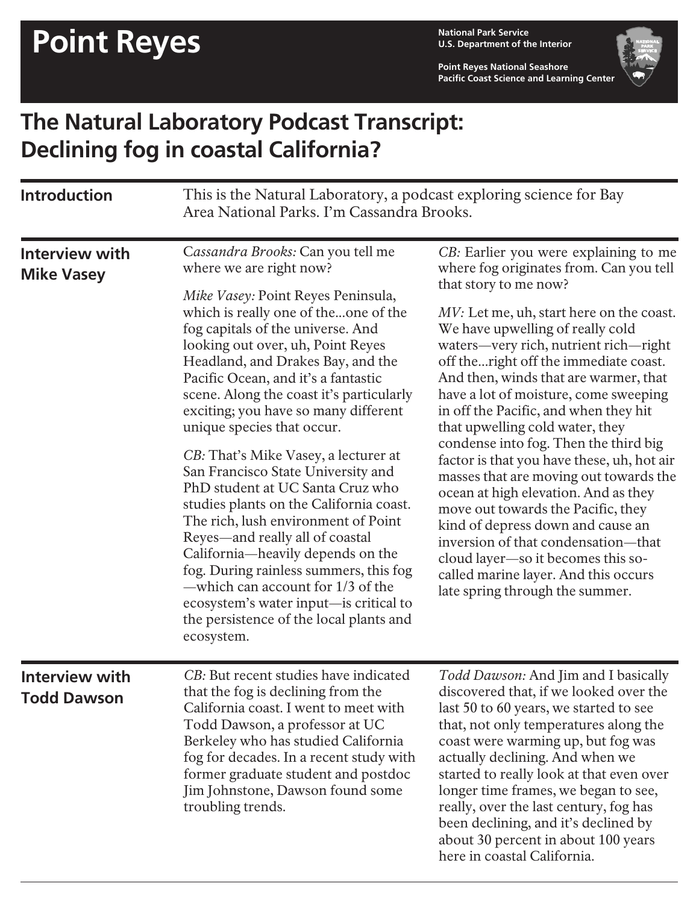# Point Reyes

National Park Service
U.S. Department of the Interior

Point Reyes National Seashore
Pacific Coast Science and Learning Center

## The Natural Laboratory Podcast Transcript: Declining fog in coastal California?

### Introduction

This is the Natural Laboratory, a podcast exploring science for Bay Area National Parks. I'm Cassandra Brooks.

### Interview with Mike Vasey

*Cassandra Brooks:* Can you tell me where we are right now?

*Mike Vasey:* Point Reyes Peninsula, which is really one of the...one of the fog capitals of the universe. And looking out over, uh, Point Reyes Headland, and Drakes Bay, and the Pacific Ocean, and it's a fantastic scene. Along the coast it's particularly exciting; you have so many different unique species that occur.

*CB:* That's Mike Vasey, a lecturer at San Francisco State University and PhD student at UC Santa Cruz who studies plants on the California coast. The rich, lush environment of Point Reyes—and really all of coastal California—heavily depends on the fog. During rainless summers, this fog—which can account for 1/3 of the ecosystem's water input—is critical to the persistence of the local plants and ecosystem.

*CB:* Earlier you were explaining to me where fog originates from. Can you tell that story to me now?

*MV:* Let me, uh, start here on the coast. We have upwelling of really cold waters—very rich, nutrient rich—right off the...right off the immediate coast. And then, winds that are warmer, that have a lot of moisture, come sweeping in off the Pacific, and when they hit that upwelling cold water, they condense into fog. Then the third big factor is that you have these, uh, hot air masses that are moving out towards the ocean at high elevation. And as they move out towards the Pacific, they kind of depress down and cause an inversion of that condensation—that cloud layer—so it becomes this so-called marine layer. And this occurs late spring through the summer.

### Interview with Todd Dawson

*CB:* But recent studies have indicated that the fog is declining from the California coast. I went to meet with Todd Dawson, a professor at UC Berkeley who has studied California fog for decades. In a recent study with former graduate student and postdoc Jim Johnstone, Dawson found some troubling trends.

*Todd Dawson:* And Jim and I basically discovered that, if we looked over the last 50 to 60 years, we started to see that, not only temperatures along the coast were warming up, but fog was actually declining. And when we started to really look at that even over longer time frames, we began to see, really, over the last century, fog has been declining, and it's declined by about 30 percent in about 100 years here in coastal California.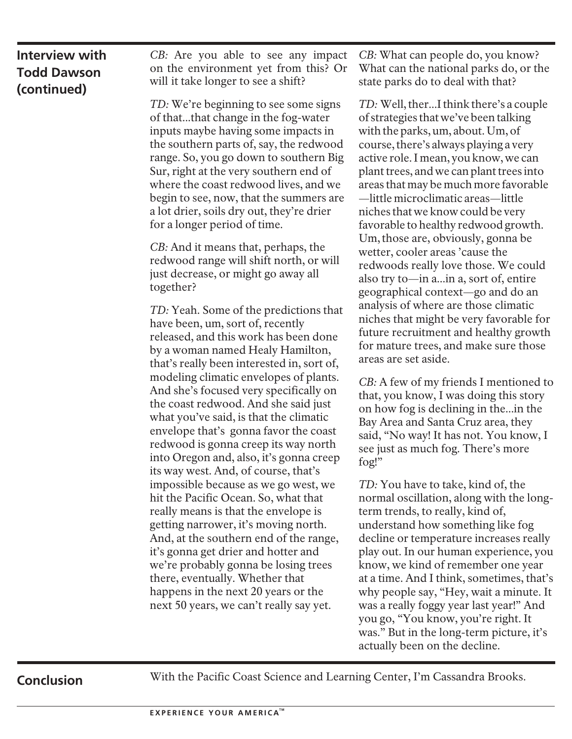## Interview with Todd Dawson (continued)

*CB:* Are you able to see any impact on the environment yet from this? Or will it take longer to see a shift?

*TD:* We're beginning to see some signs of that...that change in the fog-water inputs maybe having some impacts in the southern parts of, say, the redwood range. So, you go down to southern Big Sur, right at the very southern end of where the coast redwood lives, and we begin to see, now, that the summers are a lot drier, soils dry out, they're drier for a longer period of time.

*CB:* And it means that, perhaps, the redwood range will shift north, or will just decrease, or might go away all together?

*TD:* Yeah. Some of the predictions that have been, um, sort of, recently released, and this work has been done by a woman named Healy Hamilton, that's really been interested in, sort of, modeling climatic envelopes of plants. And she's focused very specifically on the coast redwood. And she said just what you've said, is that the climatic envelope that's gonna favor the coast redwood is gonna creep its way north into Oregon and, also, it's gonna creep its way west. And, of course, that's impossible because as we go west, we hit the Pacific Ocean. So, what that really means is that the envelope is getting narrower, it's moving north. And, at the southern end of the range, it's gonna get drier and hotter and we're probably gonna be losing trees there, eventually. Whether that happens in the next 20 years or the next 50 years, we can't really say yet.

*CB:* What can people do, you know? What can the national parks do, or the state parks do to deal with that?

*TD:* Well, ther...I think there's a couple of strategies that we've been talking with the parks, um, about. Um, of course, there's always playing a very active role. I mean, you know, we can plant trees, and we can plant trees into areas that may be much more favorable —little microclimatic areas—little niches that we know could be very favorable to healthy redwood growth. Um, those are, obviously, gonna be wetter, cooler areas 'cause the redwoods really love those. We could also try to—in a...in a, sort of, entire geographical context—go and do an analysis of where are those climatic niches that might be very favorable for future recruitment and healthy growth for mature trees, and make sure those areas are set aside.

*CB:* A few of my friends I mentioned to that, you know, I was doing this story on how fog is declining in the...in the Bay Area and Santa Cruz area, they said, "No way! It has not. You know, I see just as much fog. There's more fog!"

*TD:* You have to take, kind of, the normal oscillation, along with the long-term trends, to really, kind of, understand how something like fog decline or temperature increases really play out. In our human experience, you know, we kind of remember one year at a time. And I think, sometimes, that's why people say, "Hey, wait a minute. It was a really foggy year last year!" And you go, "You know, you're right. It was." But in the long-term picture, it's actually been on the decline.

## Conclusion

With the Pacific Coast Science and Learning Center, I'm Cassandra Brooks.